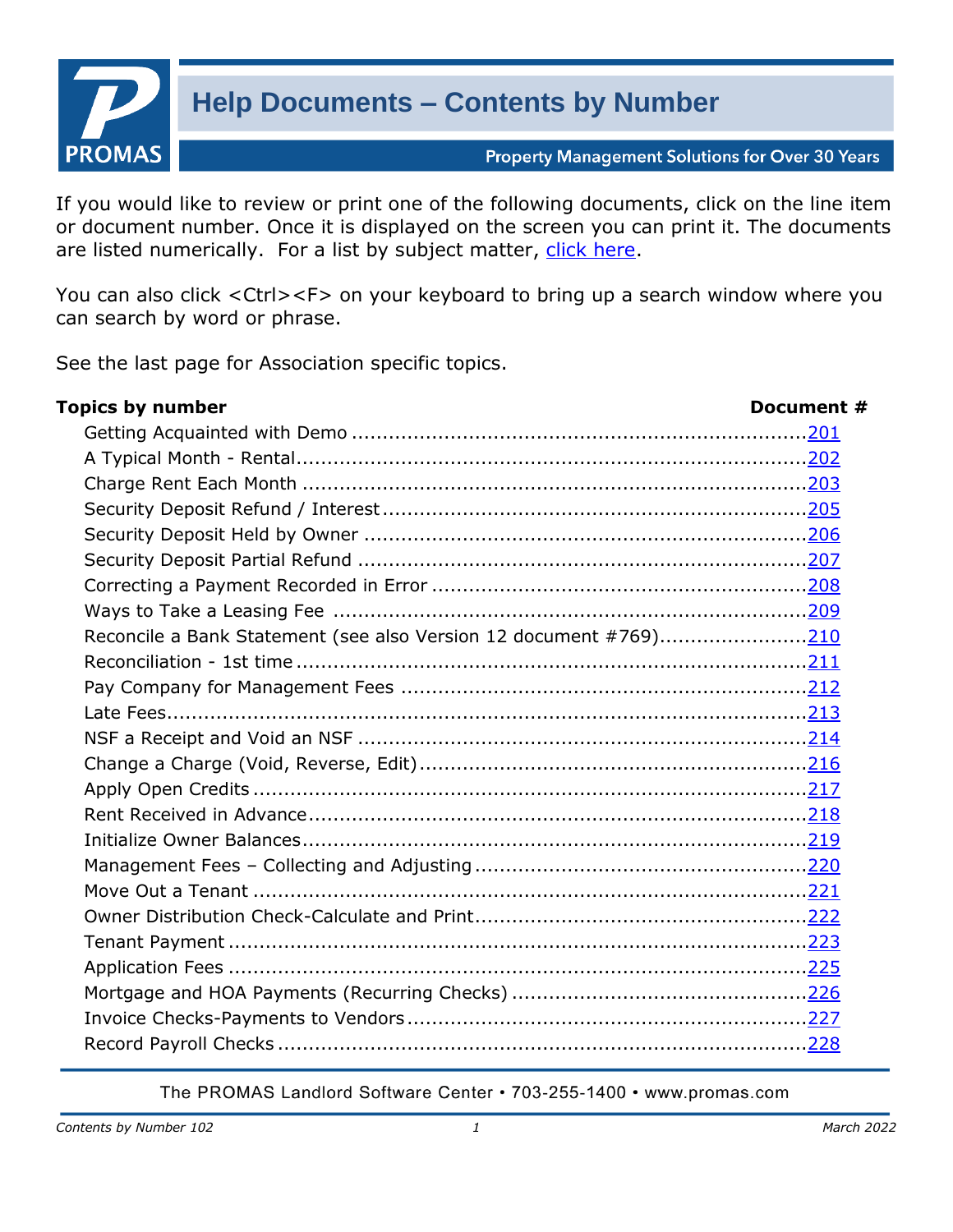# Help Documents – Contents by Number

PROMAS

Property Management Solutions for Over 30 Years

If you would like to review or print one of the following documents, click on the line item or document number. Once it is displayed on the screen you can print it. The documents are listed numerically. For a list by subject matter, click here.

You can also click <Ctrl><F> on your keyboard to bring up a search window where you can search by word or phrase.

See the last page for Association specific topics.

| **Topics by number** | **Document #** |
|---|---|
| Getting Acquainted with Demo | 201 |
| A Typical Month - Rental | 202 |
| Charge Rent Each Month | 203 |
| Security Deposit Refund / Interest | 205 |
| Security Deposit Held by Owner | 206 |
| Security Deposit Partial Refund | 207 |
| Correcting a Payment Recorded in Error | 208 |
| Ways to Take a Leasing Fee | 209 |
| Reconcile a Bank Statement (see also Version 12 document #769) | 210 |
| Reconciliation - 1st time | 211 |
| Pay Company for Management Fees | 212 |
| Late Fees | 213 |
| NSF a Receipt and Void an NSF | 214 |
| Change a Charge (Void, Reverse, Edit) | 216 |
| Apply Open Credits | 217 |
| Rent Received in Advance | 218 |
| Initialize Owner Balances | 219 |
| Management Fees – Collecting and Adjusting | 220 |
| Move Out a Tenant | 221 |
| Owner Distribution Check-Calculate and Print | 222 |
| Tenant Payment | 223 |
| Application Fees | 225 |
| Mortgage and HOA Payments (Recurring Checks) | 226 |
| Invoice Checks-Payments to Vendors | 227 |
| Record Payroll Checks | 228 |

The PROMAS Landlord Software Center • 703-255-1400 • www.promas.com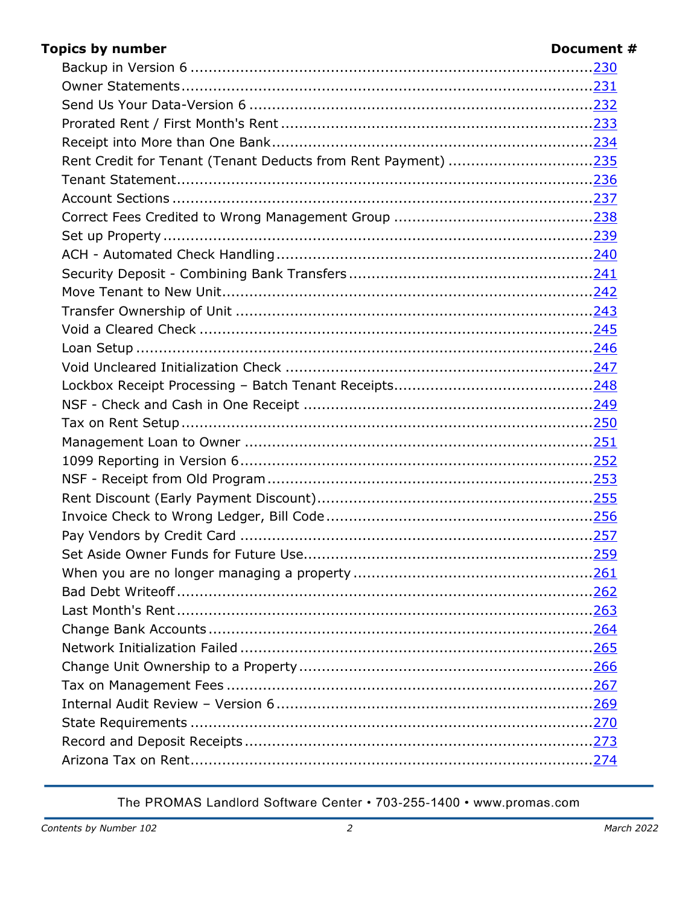| Topics by number | Document # |
|---|---|
| Backup in Version 6 | 230 |
| Owner Statements | 231 |
| Send Us Your Data-Version 6 | 232 |
| Prorated Rent / First Month's Rent | 233 |
| Receipt into More than One Bank | 234 |
| Rent Credit for Tenant (Tenant Deducts from Rent Payment) | 235 |
| Tenant Statement | 236 |
| Account Sections | 237 |
| Correct Fees Credited to Wrong Management Group | 238 |
| Set up Property | 239 |
| ACH - Automated Check Handling | 240 |
| Security Deposit - Combining Bank Transfers | 241 |
| Move Tenant to New Unit | 242 |
| Transfer Ownership of Unit | 243 |
| Void a Cleared Check | 245 |
| Loan Setup | 246 |
| Void Uncleared Initialization Check | 247 |
| Lockbox Receipt Processing – Batch Tenant Receipts | 248 |
| NSF - Check and Cash in One Receipt | 249 |
| Tax on Rent Setup | 250 |
| Management Loan to Owner | 251 |
| 1099 Reporting in Version 6 | 252 |
| NSF - Receipt from Old Program | 253 |
| Rent Discount (Early Payment Discount) | 255 |
| Invoice Check to Wrong Ledger, Bill Code | 256 |
| Pay Vendors by Credit Card | 257 |
| Set Aside Owner Funds for Future Use | 259 |
| When you are no longer managing a property | 261 |
| Bad Debt Writeoff | 262 |
| Last Month's Rent | 263 |
| Change Bank Accounts | 264 |
| Network Initialization Failed | 265 |
| Change Unit Ownership to a Property | 266 |
| Tax on Management Fees | 267 |
| Internal Audit Review – Version 6 | 269 |
| State Requirements | 270 |
| Record and Deposit Receipts | 273 |
| Arizona Tax on Rent | 274 |

The PROMAS Landlord Software Center • 703-255-1400 • www.promas.com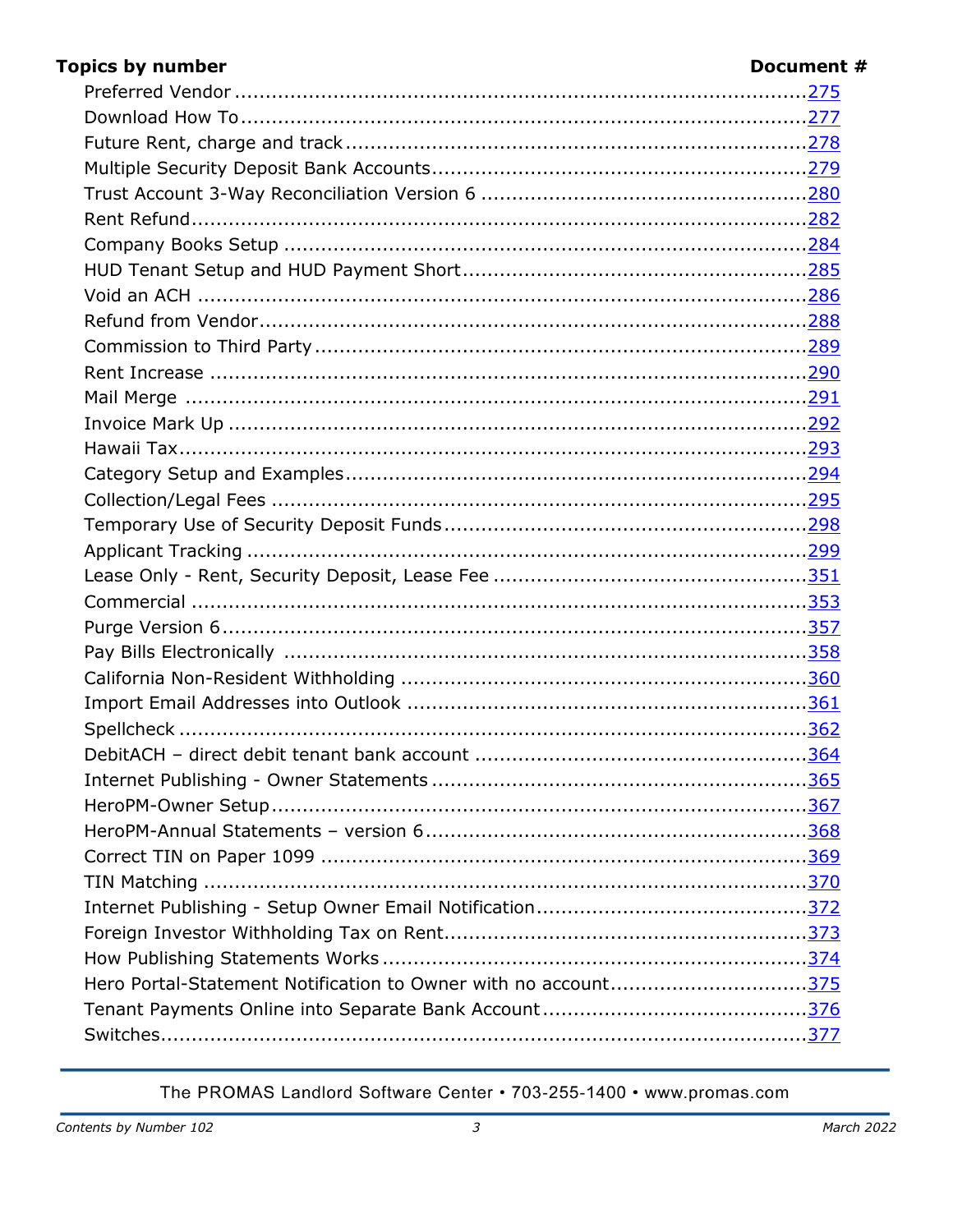| Topics by number | Document # |
| --- | --- |
| Preferred Vendor | 275 |
| Download How To | 277 |
| Future Rent, charge and track | 278 |
| Multiple Security Deposit Bank Accounts | 279 |
| Trust Account 3-Way Reconciliation Version 6 | 280 |
| Rent Refund | 282 |
| Company Books Setup | 284 |
| HUD Tenant Setup and HUD Payment Short | 285 |
| Void an ACH | 286 |
| Refund from Vendor | 288 |
| Commission to Third Party | 289 |
| Rent Increase | 290 |
| Mail Merge | 291 |
| Invoice Mark Up | 292 |
| Hawaii Tax | 293 |
| Category Setup and Examples | 294 |
| Collection/Legal Fees | 295 |
| Temporary Use of Security Deposit Funds | 298 |
| Applicant Tracking | 299 |
| Lease Only - Rent, Security Deposit, Lease Fee | 351 |
| Commercial | 353 |
| Purge Version 6 | 357 |
| Pay Bills Electronically | 358 |
| California Non-Resident Withholding | 360 |
| Import Email Addresses into Outlook | 361 |
| Spellcheck | 362 |
| DebitACH – direct debit tenant bank account | 364 |
| Internet Publishing - Owner Statements | 365 |
| HeroPM-Owner Setup | 367 |
| HeroPM-Annual Statements – version 6 | 368 |
| Correct TIN on Paper 1099 | 369 |
| TIN Matching | 370 |
| Internet Publishing - Setup Owner Email Notification | 372 |
| Foreign Investor Withholding Tax on Rent | 373 |
| How Publishing Statements Works | 374 |
| Hero Portal-Statement Notification to Owner with no account | 375 |
| Tenant Payments Online into Separate Bank Account | 376 |
| Switches | 377 |

The PROMAS Landlord Software Center • 703-255-1400 • www.promas.com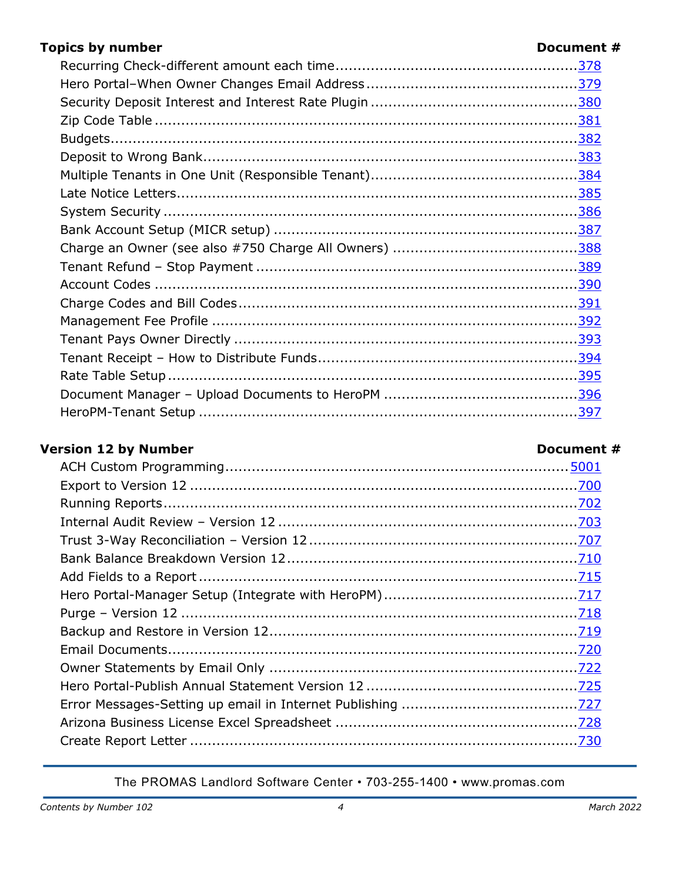| Topics by number | Document # |
|---|---|
| Recurring Check-different amount each time | 378 |
| Hero Portal–When Owner Changes Email Address | 379 |
| Security Deposit Interest and Interest Rate Plugin | 380 |
| Zip Code Table | 381 |
| Budgets | 382 |
| Deposit to Wrong Bank | 383 |
| Multiple Tenants in One Unit (Responsible Tenant) | 384 |
| Late Notice Letters | 385 |
| System Security | 386 |
| Bank Account Setup (MICR setup) | 387 |
| Charge an Owner (see also #750 Charge All Owners) | 388 |
| Tenant Refund – Stop Payment | 389 |
| Account Codes | 390 |
| Charge Codes and Bill Codes | 391 |
| Management Fee Profile | 392 |
| Tenant Pays Owner Directly | 393 |
| Tenant Receipt – How to Distribute Funds | 394 |
| Rate Table Setup | 395 |
| Document Manager – Upload Documents to HeroPM | 396 |
| HeroPM-Tenant Setup | 397 |

| Version 12 by Number | Document # |
|---|---|
| ACH Custom Programming | 5001 |
| Export to Version 12 | 700 |
| Running Reports | 702 |
| Internal Audit Review – Version 12 | 703 |
| Trust 3-Way Reconciliation – Version 12 | 707 |
| Bank Balance Breakdown Version 12 | 710 |
| Add Fields to a Report | 715 |
| Hero Portal-Manager Setup (Integrate with HeroPM) | 717 |
| Purge – Version 12 | 718 |
| Backup and Restore in Version 12 | 719 |
| Email Documents | 720 |
| Owner Statements by Email Only | 722 |
| Hero Portal-Publish Annual Statement Version 12 | 725 |
| Error Messages-Setting up email in Internet Publishing | 727 |
| Arizona Business License Excel Spreadsheet | 728 |
| Create Report Letter | 730 |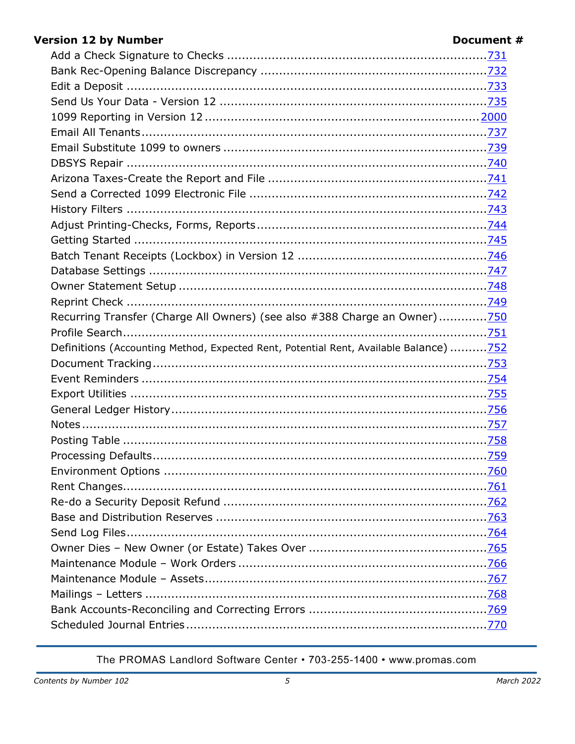| **Version 12 by Number** | **Document #** |
|---|---|
| Add a Check Signature to Checks | 731 |
| Bank Rec-Opening Balance Discrepancy | 732 |
| Edit a Deposit | 733 |
| Send Us Your Data - Version 12 | 735 |
| 1099 Reporting in Version 12 | 2000 |
| Email All Tenants | 737 |
| Email Substitute 1099 to owners | 739 |
| DBSYS Repair | 740 |
| Arizona Taxes-Create the Report and File | 741 |
| Send a Corrected 1099 Electronic File | 742 |
| History Filters | 743 |
| Adjust Printing-Checks, Forms, Reports | 744 |
| Getting Started | 745 |
| Batch Tenant Receipts (Lockbox) in Version 12 | 746 |
| Database Settings | 747 |
| Owner Statement Setup | 748 |
| Reprint Check | 749 |
| Recurring Transfer (Charge All Owners) (see also #388 Charge an Owner) | 750 |
| Profile Search | 751 |
| Definitions (Accounting Method, Expected Rent, Potential Rent, Available Balance) | 752 |
| Document Tracking | 753 |
| Event Reminders | 754 |
| Export Utilities | 755 |
| General Ledger History | 756 |
| Notes | 757 |
| Posting Table | 758 |
| Processing Defaults | 759 |
| Environment Options | 760 |
| Rent Changes | 761 |
| Re-do a Security Deposit Refund | 762 |
| Base and Distribution Reserves | 763 |
| Send Log Files | 764 |
| Owner Dies – New Owner (or Estate) Takes Over | 765 |
| Maintenance Module – Work Orders | 766 |
| Maintenance Module – Assets | 767 |
| Mailings – Letters | 768 |
| Bank Accounts-Reconciling and Correcting Errors | 769 |
| Scheduled Journal Entries | 770 |

The PROMAS Landlord Software Center • 703-255-1400 • www.promas.com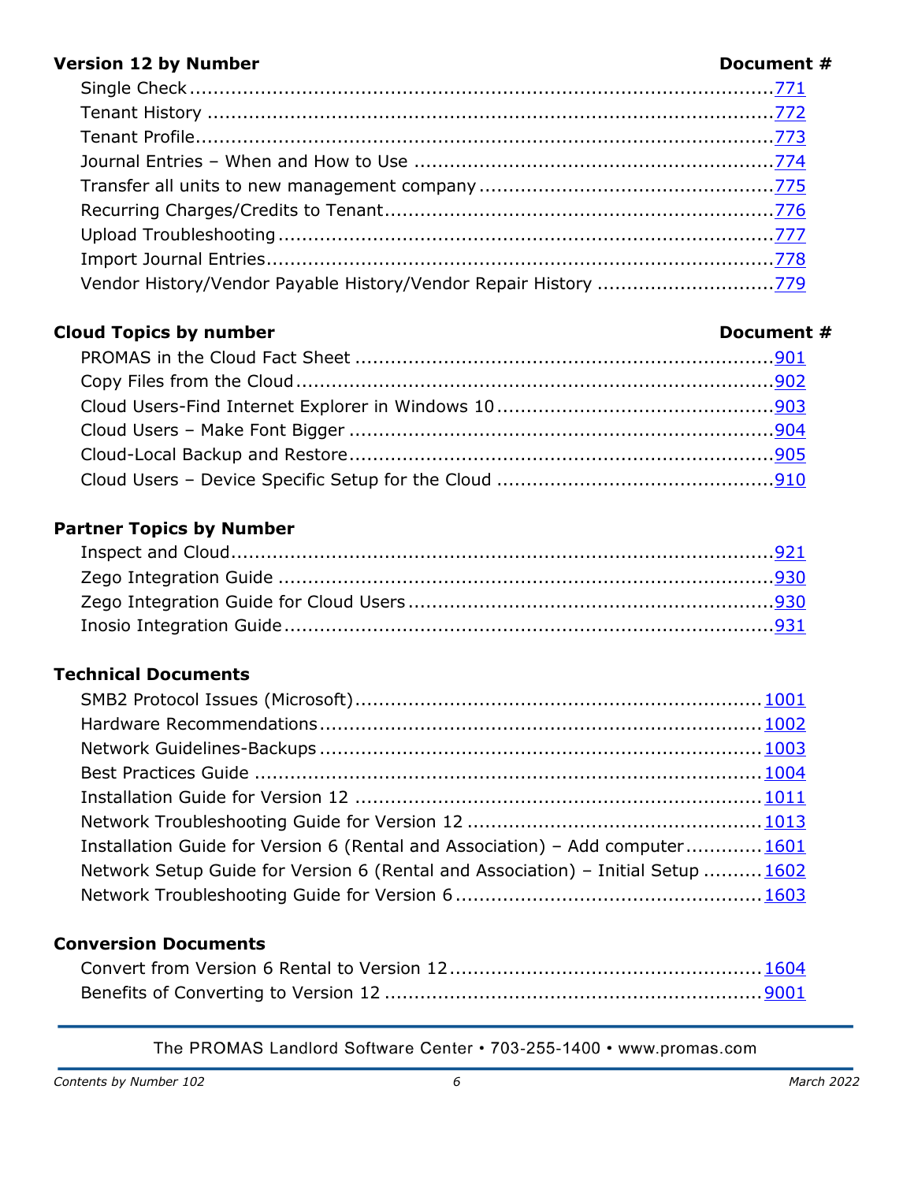**Version 12 by Number** **Document #**

Single Check ................................................................................................ 771
Tenant History ............................................................................................ 772
Tenant Profile................................................................................................ 773
Journal Entries – When and How to Use ........................................................... 774
Transfer all units to new management company ................................................. 775
Recurring Charges/Credits to Tenant................................................................ 776
Upload Troubleshooting ................................................................................. 777
Import Journal Entries.................................................................................... 778
Vendor History/Vendor Payable History/Vendor Repair History .............................. 779

**Cloud Topics by number** **Document #**

PROMAS in the Cloud Fact Sheet ..................................................................... 901
Copy Files from the Cloud ............................................................................... 902
Cloud Users-Find Internet Explorer in Windows 10 .............................................. 903
Cloud Users – Make Font Bigger ...................................................................... 904
Cloud-Local Backup and Restore...................................................................... 905
Cloud Users – Device Specific Setup for the Cloud .............................................. 910

**Partner Topics by Number**

Inspect and Cloud.......................................................................................... 921
Zego Integration Guide .................................................................................. 930
Zego Integration Guide for Cloud Users ............................................................. 930
Inosio Integration Guide.................................................................................. 931

**Technical Documents**

SMB2 Protocol Issues (Microsoft).................................................................... 1001
Hardware Recommendations.......................................................................... 1002
Network Guidelines-Backups .......................................................................... 1003
Best Practices Guide ..................................................................................... 1004
Installation Guide for Version 12 .................................................................... 1011
Network Troubleshooting Guide for Version 12 ................................................. 1013
Installation Guide for Version 6 (Rental and Association) – Add computer............. 1601
Network Setup Guide for Version 6 (Rental and Association) – Initial Setup .......... 1602
Network Troubleshooting Guide for Version 6 ................................................... 1603

**Conversion Documents**

Convert from Version 6 Rental to Version 12.................................................... 1604
Benefits of Converting to Version 12 ............................................................... 9001

The PROMAS Landlord Software Center • 703-255-1400 • www.promas.com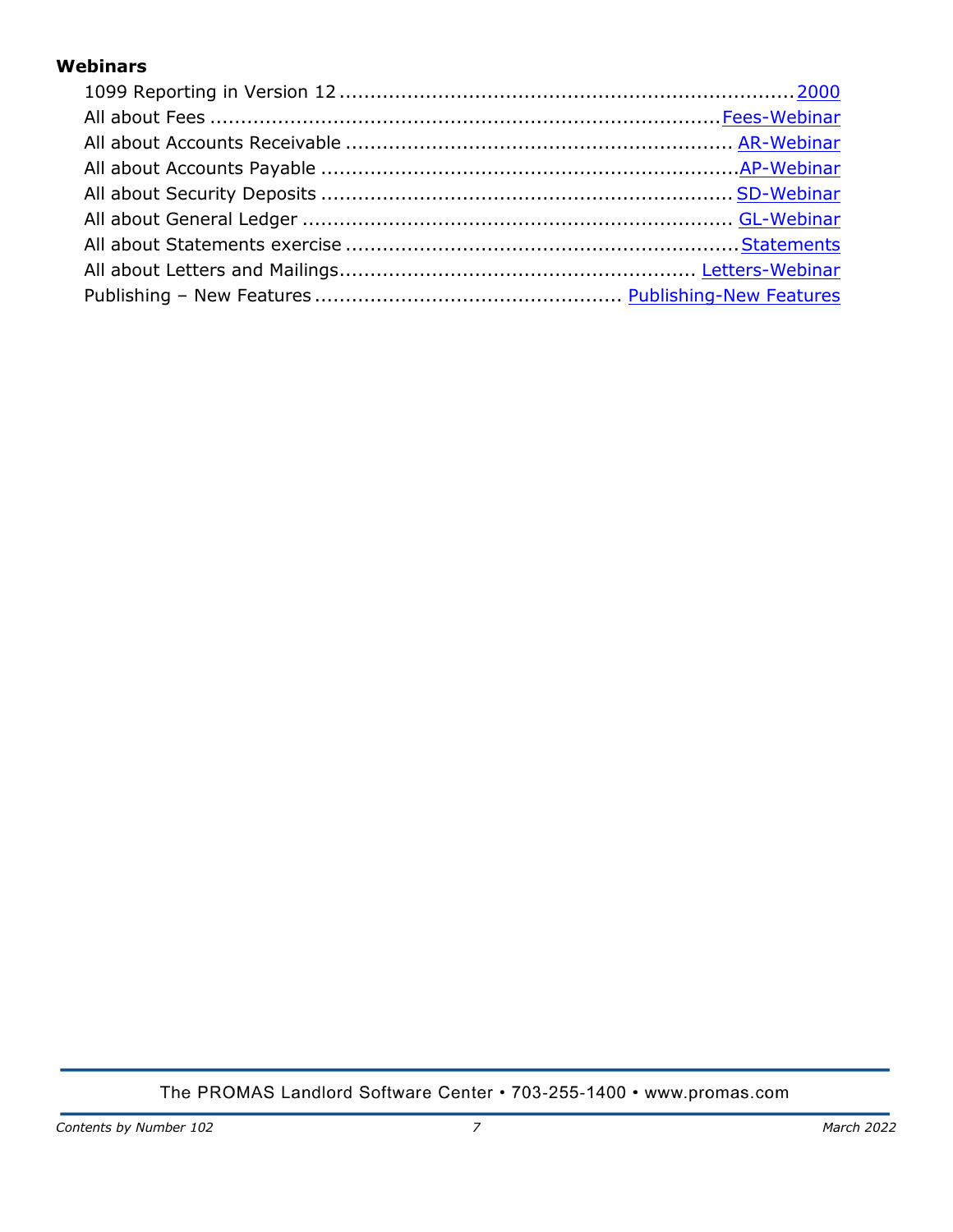**Webinars**

1099 Reporting in Version 12 ........................................................................ 2000
All about Fees ............................................................................... Fees-Webinar
All about Accounts Receivable ........................................................... AR-Webinar
All about Accounts Payable ................................................................ AP-Webinar
All about Security Deposits ............................................................... SD-Webinar
All about General Ledger ................................................................... GL-Webinar
All about Statements exercise ............................................................ Statements
All about Letters and Mailings....................................................... Letters-Webinar
Publishing – New Features ............................................... Publishing-New Features

The PROMAS Landlord Software Center • 703-255-1400 • www.promas.com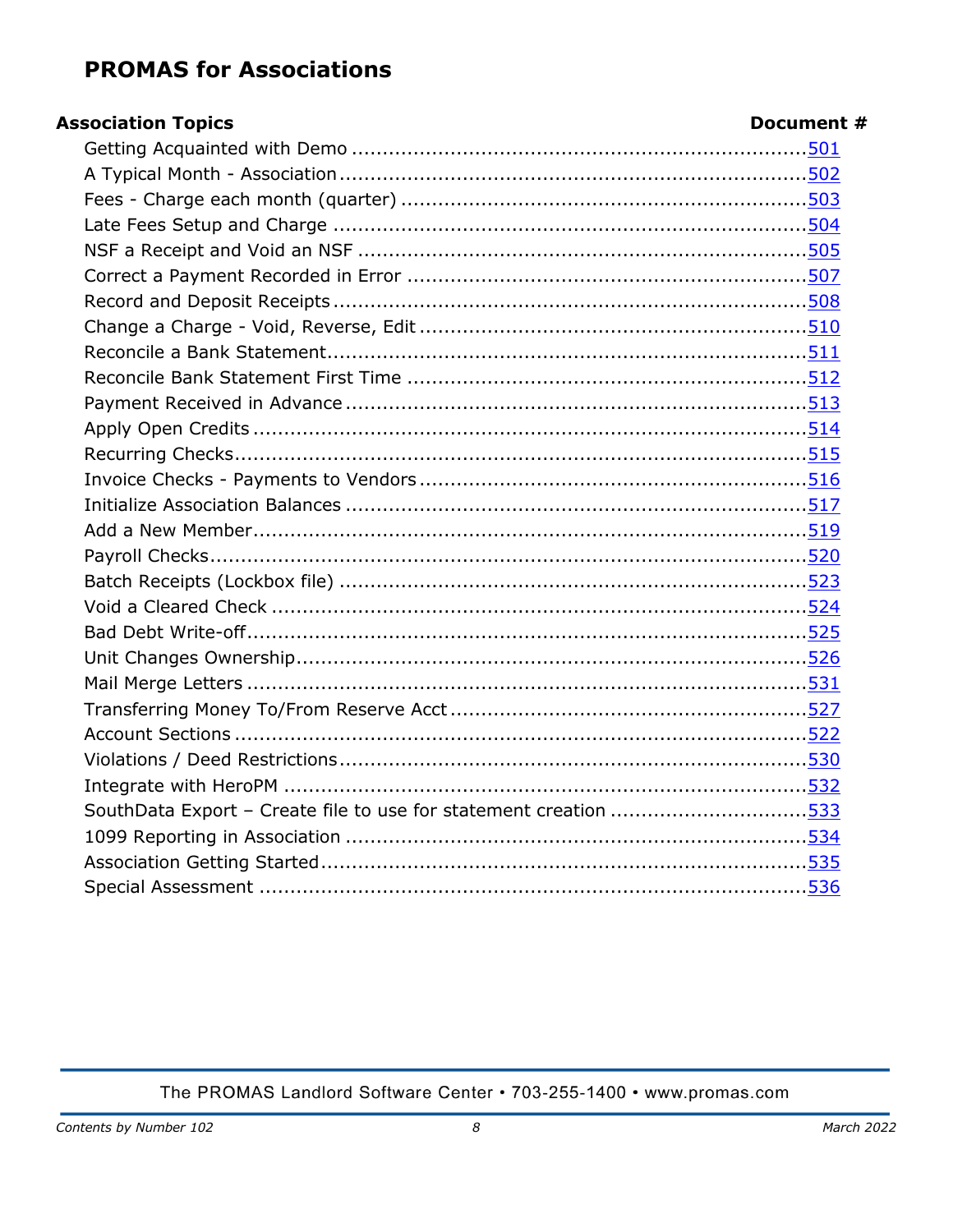## PROMAS for Associations

| Association Topics | Document # |
|---|---|
| Getting Acquainted with Demo | 501 |
| A Typical Month - Association | 502 |
| Fees - Charge each month (quarter) | 503 |
| Late Fees Setup and Charge | 504 |
| NSF a Receipt and Void an NSF | 505 |
| Correct a Payment Recorded in Error | 507 |
| Record and Deposit Receipts | 508 |
| Change a Charge - Void, Reverse, Edit | 510 |
| Reconcile a Bank Statement | 511 |
| Reconcile Bank Statement First Time | 512 |
| Payment Received in Advance | 513 |
| Apply Open Credits | 514 |
| Recurring Checks | 515 |
| Invoice Checks - Payments to Vendors | 516 |
| Initialize Association Balances | 517 |
| Add a New Member | 519 |
| Payroll Checks | 520 |
| Batch Receipts (Lockbox file) | 523 |
| Void a Cleared Check | 524 |
| Bad Debt Write-off | 525 |
| Unit Changes Ownership | 526 |
| Mail Merge Letters | 531 |
| Transferring Money To/From Reserve Acct | 527 |
| Account Sections | 522 |
| Violations / Deed Restrictions | 530 |
| Integrate with HeroPM | 532 |
| SouthData Export – Create file to use for statement creation | 533 |
| 1099 Reporting in Association | 534 |
| Association Getting Started | 535 |
| Special Assessment | 536 |

The PROMAS Landlord Software Center • 703-255-1400 • www.promas.com